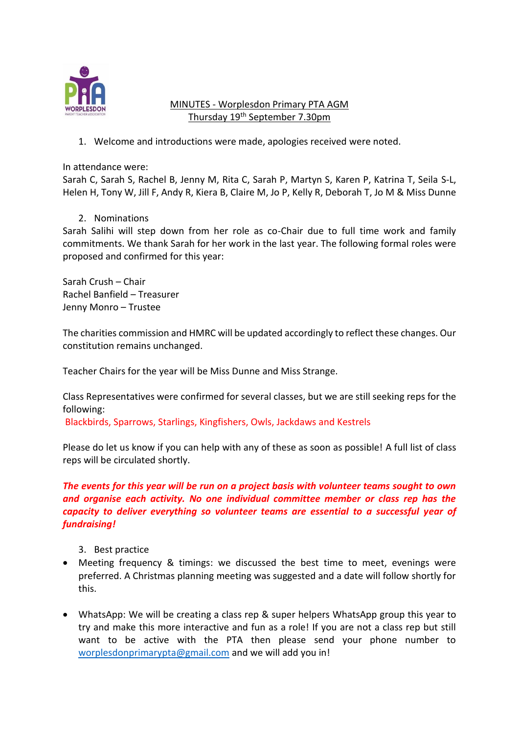# MINUTES - Worplesdon Primary PTA AGM

Thursday 19th September 7.30pm

1. Welcome and introductions were made, apologies received were noted.

In attendance were:
Sarah C, Sarah S, Rachel B, Jenny M, Rita C, Sarah P, Martyn S, Karen P, Katrina T, Seila S-L, Helen H, Tony W, Jill F, Andy R, Kiera B, Claire M, Jo P, Kelly R, Deborah T, Jo M & Miss Dunne

2. Nominations

Sarah Salihi will step down from her role as co-Chair due to full time work and family commitments. We thank Sarah for her work in the last year. The following formal roles were proposed and confirmed for this year:

Sarah Crush – Chair
Rachel Banfield – Treasurer
Jenny Monro – Trustee

The charities commission and HMRC will be updated accordingly to reflect these changes. Our constitution remains unchanged.

Teacher Chairs for the year will be Miss Dunne and Miss Strange.

Class Representatives were confirmed for several classes, but we are still seeking reps for the following:
Blackbirds, Sparrows, Starlings, Kingfishers, Owls, Jackdaws and Kestrels

Please do let us know if you can help with any of these as soon as possible! A full list of class reps will be circulated shortly.

***The events for this year will be run on a project basis with volunteer teams sought to own and organise each activity. No one individual committee member or class rep has the capacity to deliver everything so volunteer teams are essential to a successful year of fundraising!***

3. Best practice

- Meeting frequency & timings: we discussed the best time to meet, evenings were preferred. A Christmas planning meeting was suggested and a date will follow shortly for this.
- WhatsApp: We will be creating a class rep & super helpers WhatsApp group this year to try and make this more interactive and fun as a role! If you are not a class rep but still want to be active with the PTA then please send your phone number to worplesdonprimarypta@gmail.com and we will add you in!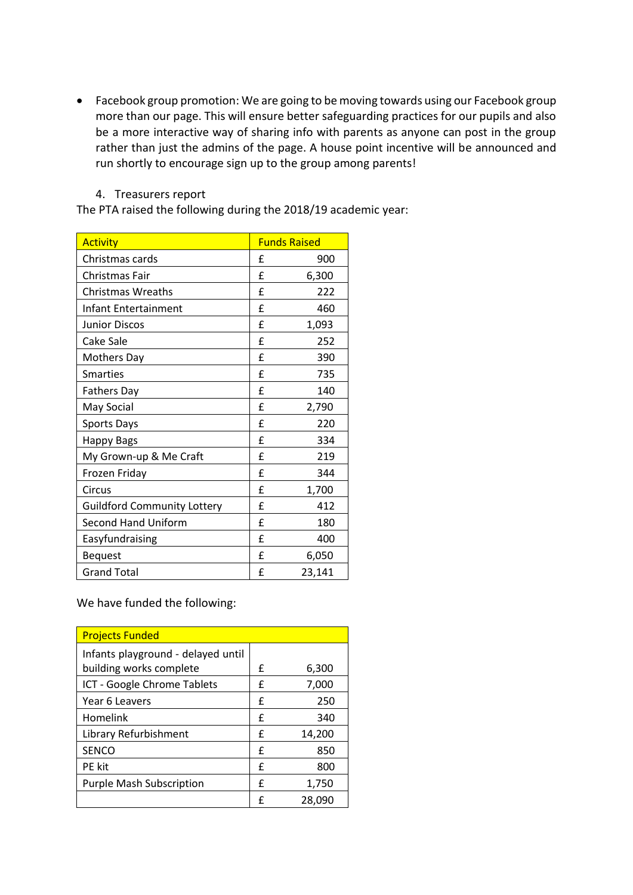- Facebook group promotion: We are going to be moving towards using our Facebook group more than our page. This will ensure better safeguarding practices for our pupils and also be a more interactive way of sharing info with parents as anyone can post in the group rather than just the admins of the page. A house point incentive will be announced and run shortly to encourage sign up to the group among parents!

4. Treasurers report

The PTA raised the following during the 2018/19 academic year:

| Activity | Funds Raised |
|---|---|
| Christmas cards | £ 900 |
| Christmas Fair | £ 6,300 |
| Christmas Wreaths | £ 222 |
| Infant Entertainment | £ 460 |
| Junior Discos | £ 1,093 |
| Cake Sale | £ 252 |
| Mothers Day | £ 390 |
| Smarties | £ 735 |
| Fathers Day | £ 140 |
| May Social | £ 2,790 |
| Sports Days | £ 220 |
| Happy Bags | £ 334 |
| My Grown-up & Me Craft | £ 219 |
| Frozen Friday | £ 344 |
| Circus | £ 1,700 |
| Guildford Community Lottery | £ 412 |
| Second Hand Uniform | £ 180 |
| Easyfundraising | £ 400 |
| Bequest | £ 6,050 |
| Grand Total | £ 23,141 |

We have funded the following:

| Projects Funded | |
|---|---|
| Infants playground - delayed until building works complete | £ 6,300 |
| ICT - Google Chrome Tablets | £ 7,000 |
| Year 6 Leavers | £ 250 |
| Homelink | £ 340 |
| Library Refurbishment | £ 14,200 |
| SENCO | £ 850 |
| PE kit | £ 800 |
| Purple Mash Subscription | £ 1,750 |
| | £ 28,090 |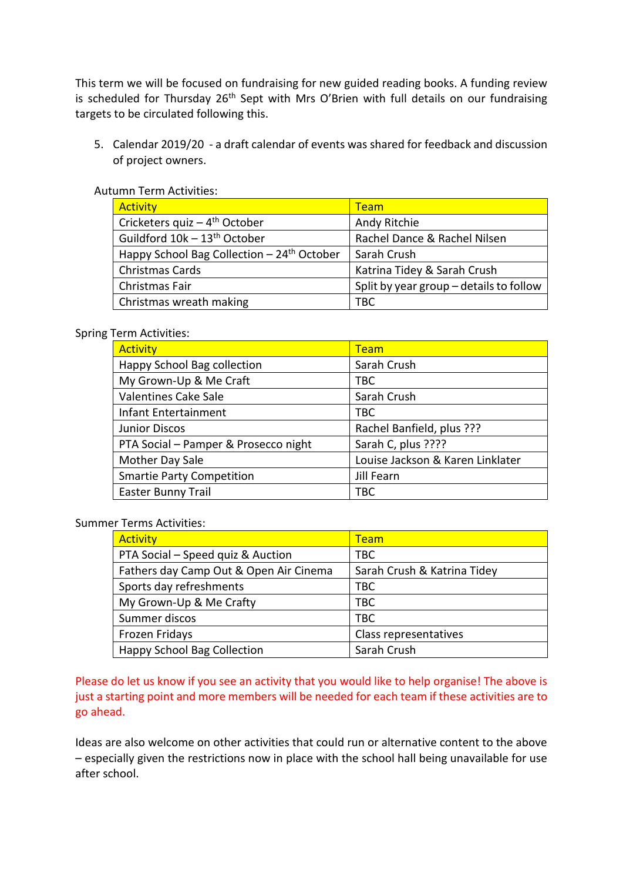This term we will be focused on fundraising for new guided reading books. A funding review is scheduled for Thursday 26th Sept with Mrs O'Brien with full details on our fundraising targets to be circulated following this.

5. Calendar 2019/20 - a draft calendar of events was shared for feedback and discussion of project owners.

Autumn Term Activities:

| Activity | Team |
|---|---|
| Cricketers quiz – 4th October | Andy Ritchie |
| Guildford 10k – 13th October | Rachel Dance & Rachel Nilsen |
| Happy School Bag Collection – 24th October | Sarah Crush |
| Christmas Cards | Katrina Tidey & Sarah Crush |
| Christmas Fair | Split by year group – details to follow |
| Christmas wreath making | TBC |

Spring Term Activities:

| Activity | Team |
|---|---|
| Happy School Bag collection | Sarah Crush |
| My Grown-Up & Me Craft | TBC |
| Valentines Cake Sale | Sarah Crush |
| Infant Entertainment | TBC |
| Junior Discos | Rachel Banfield, plus ??? |
| PTA Social – Pamper & Prosecco night | Sarah C, plus ???? |
| Mother Day Sale | Louise Jackson & Karen Linklater |
| Smartie Party Competition | Jill Fearn |
| Easter Bunny Trail | TBC |

Summer Terms Activities:

| Activity | Team |
|---|---|
| PTA Social – Speed quiz & Auction | TBC |
| Fathers day Camp Out & Open Air Cinema | Sarah Crush & Katrina Tidey |
| Sports day refreshments | TBC |
| My Grown-Up & Me Crafty | TBC |
| Summer discos | TBC |
| Frozen Fridays | Class representatives |
| Happy School Bag Collection | Sarah Crush |

Please do let us know if you see an activity that you would like to help organise! The above is just a starting point and more members will be needed for each team if these activities are to go ahead.

Ideas are also welcome on other activities that could run or alternative content to the above – especially given the restrictions now in place with the school hall being unavailable for use after school.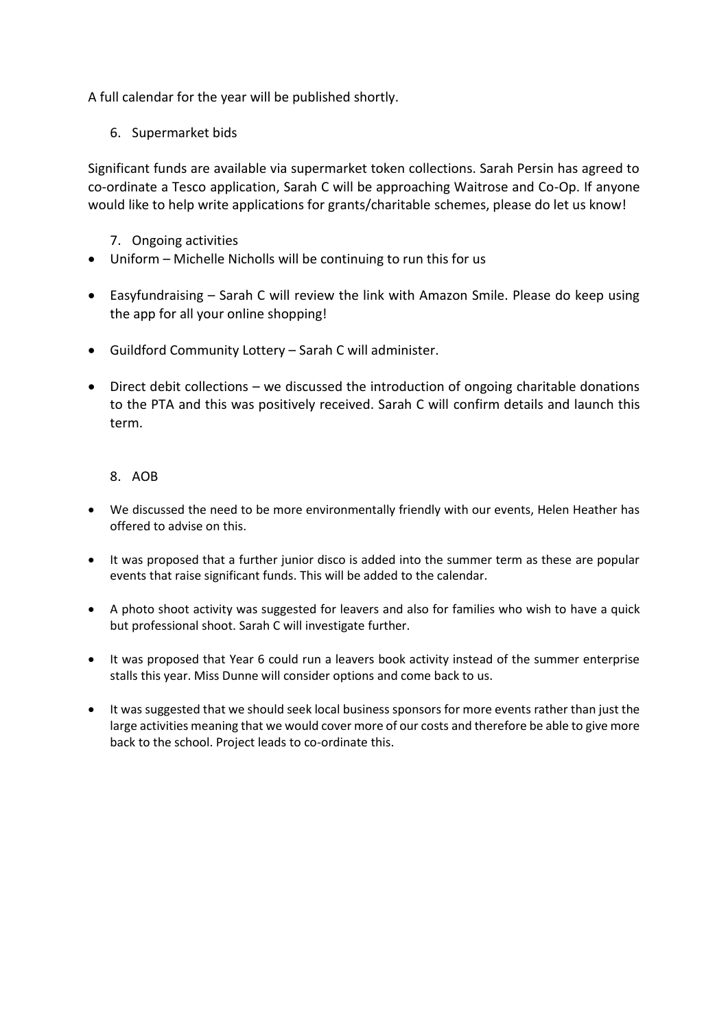A full calendar for the year will be published shortly.

6. Supermarket bids

Significant funds are available via supermarket token collections. Sarah Persin has agreed to co-ordinate a Tesco application, Sarah C will be approaching Waitrose and Co-Op. If anyone would like to help write applications for grants/charitable schemes, please do let us know!

7. Ongoing activities

- Uniform – Michelle Nicholls will be continuing to run this for us
- Easyfundraising – Sarah C will review the link with Amazon Smile. Please do keep using the app for all your online shopping!
- Guildford Community Lottery – Sarah C will administer.
- Direct debit collections – we discussed the introduction of ongoing charitable donations to the PTA and this was positively received. Sarah C will confirm details and launch this term.

8. AOB

- We discussed the need to be more environmentally friendly with our events, Helen Heather has offered to advise on this.
- It was proposed that a further junior disco is added into the summer term as these are popular events that raise significant funds. This will be added to the calendar.
- A photo shoot activity was suggested for leavers and also for families who wish to have a quick but professional shoot. Sarah C will investigate further.
- It was proposed that Year 6 could run a leavers book activity instead of the summer enterprise stalls this year. Miss Dunne will consider options and come back to us.
- It was suggested that we should seek local business sponsors for more events rather than just the large activities meaning that we would cover more of our costs and therefore be able to give more back to the school. Project leads to co-ordinate this.